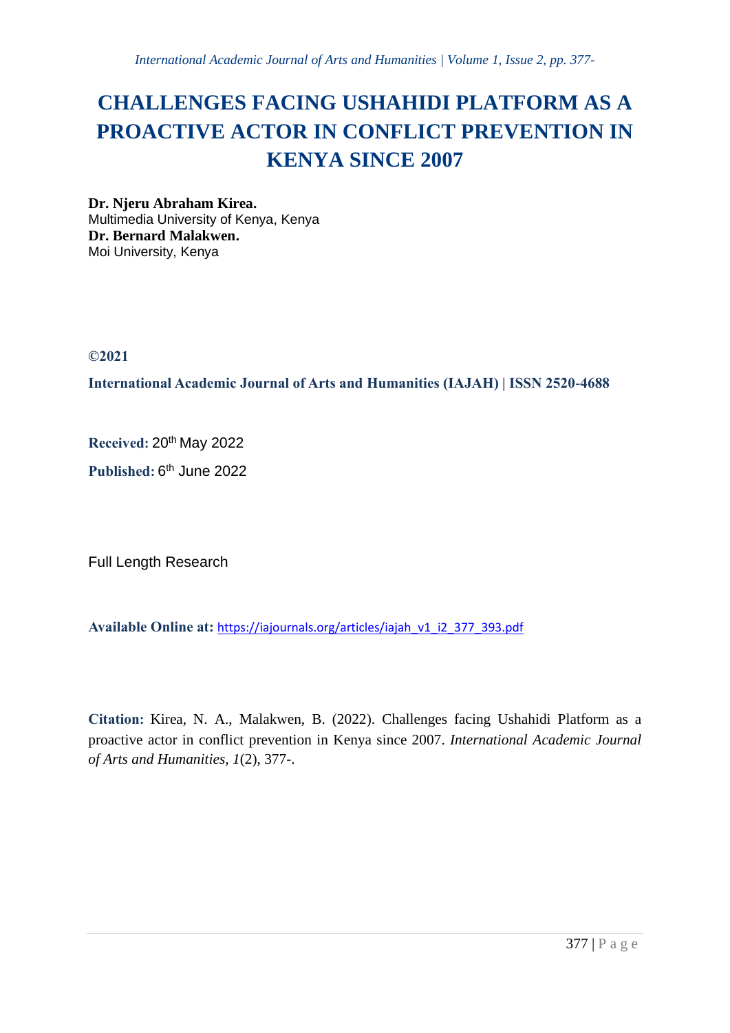# CHALLENGES FACING USHAHIDI PLATFORM AS A PROACTIVE ACTOR IN CONFLICT PREVENTION IN KENYA SINCE 2007

**Dr. Njeru Abraham Kirea.**
Multimedia University of Kenya, Kenya
**Dr. Bernard Malakwen.**
Moi University, Kenya

**©2021**

**International Academic Journal of Arts and Humanities (IAJAH) | ISSN 2520-4688**

**Received:** 20th May 2022

**Published:** 6th June 2022

Full Length Research

**Available Online at:** https://iajournals.org/articles/iajah_v1_i2_377_393.pdf

**Citation:** Kirea, N. A., Malakwen, B. (2022). Challenges facing Ushahidi Platform as a proactive actor in conflict prevention in Kenya since 2007. *International Academic Journal of Arts and Humanities, 1*(2), 377-.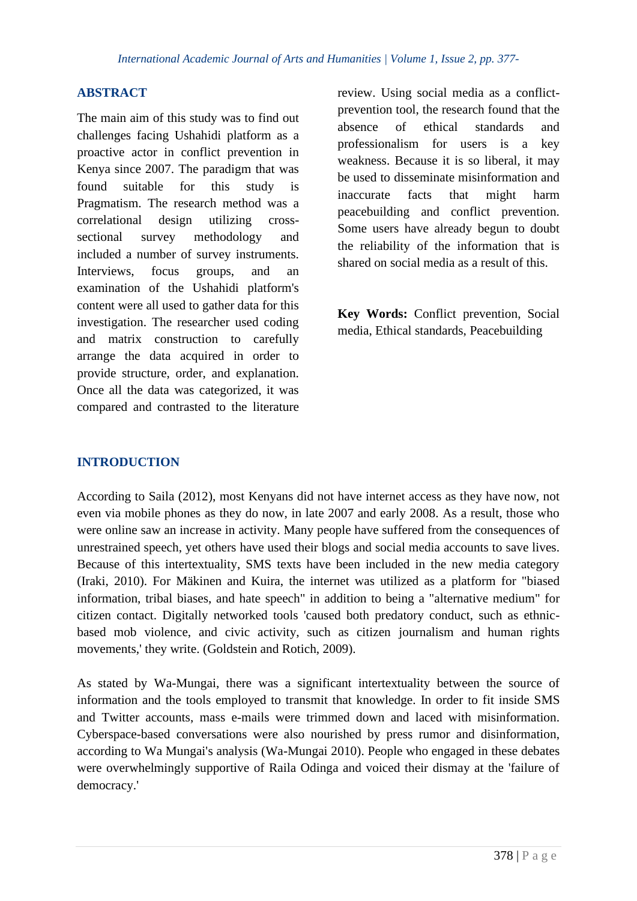## ABSTRACT

The main aim of this study was to find out challenges facing Ushahidi platform as a proactive actor in conflict prevention in Kenya since 2007. The paradigm that was found suitable for this study is Pragmatism. The research method was a correlational design utilizing cross-sectional survey methodology and included a number of survey instruments. Interviews, focus groups, and an examination of the Ushahidi platform's content were all used to gather data for this investigation. The researcher used coding and matrix construction to carefully arrange the data acquired in order to provide structure, order, and explanation. Once all the data was categorized, it was compared and contrasted to the literature review. Using social media as a conflict-prevention tool, the research found that the absence of ethical standards and professionalism for users is a key weakness. Because it is so liberal, it may be used to disseminate misinformation and inaccurate facts that might harm peacebuilding and conflict prevention. Some users have already begun to doubt the reliability of the information that is shared on social media as a result of this.

**Key Words:** Conflict prevention, Social media, Ethical standards, Peacebuilding

## INTRODUCTION

According to Saila (2012), most Kenyans did not have internet access as they have now, not even via mobile phones as they do now, in late 2007 and early 2008. As a result, those who were online saw an increase in activity. Many people have suffered from the consequences of unrestrained speech, yet others have used their blogs and social media accounts to save lives. Because of this intertextuality, SMS texts have been included in the new media category (Iraki, 2010). For Mäkinen and Kuira, the internet was utilized as a platform for "biased information, tribal biases, and hate speech" in addition to being a "alternative medium" for citizen contact. Digitally networked tools 'caused both predatory conduct, such as ethnic-based mob violence, and civic activity, such as citizen journalism and human rights movements,' they write. (Goldstein and Rotich, 2009).

As stated by Wa-Mungai, there was a significant intertextuality between the source of information and the tools employed to transmit that knowledge. In order to fit inside SMS and Twitter accounts, mass e-mails were trimmed down and laced with misinformation. Cyberspace-based conversations were also nourished by press rumor and disinformation, according to Wa Mungai's analysis (Wa-Mungai 2010). People who engaged in these debates were overwhelmingly supportive of Raila Odinga and voiced their dismay at the 'failure of democracy.'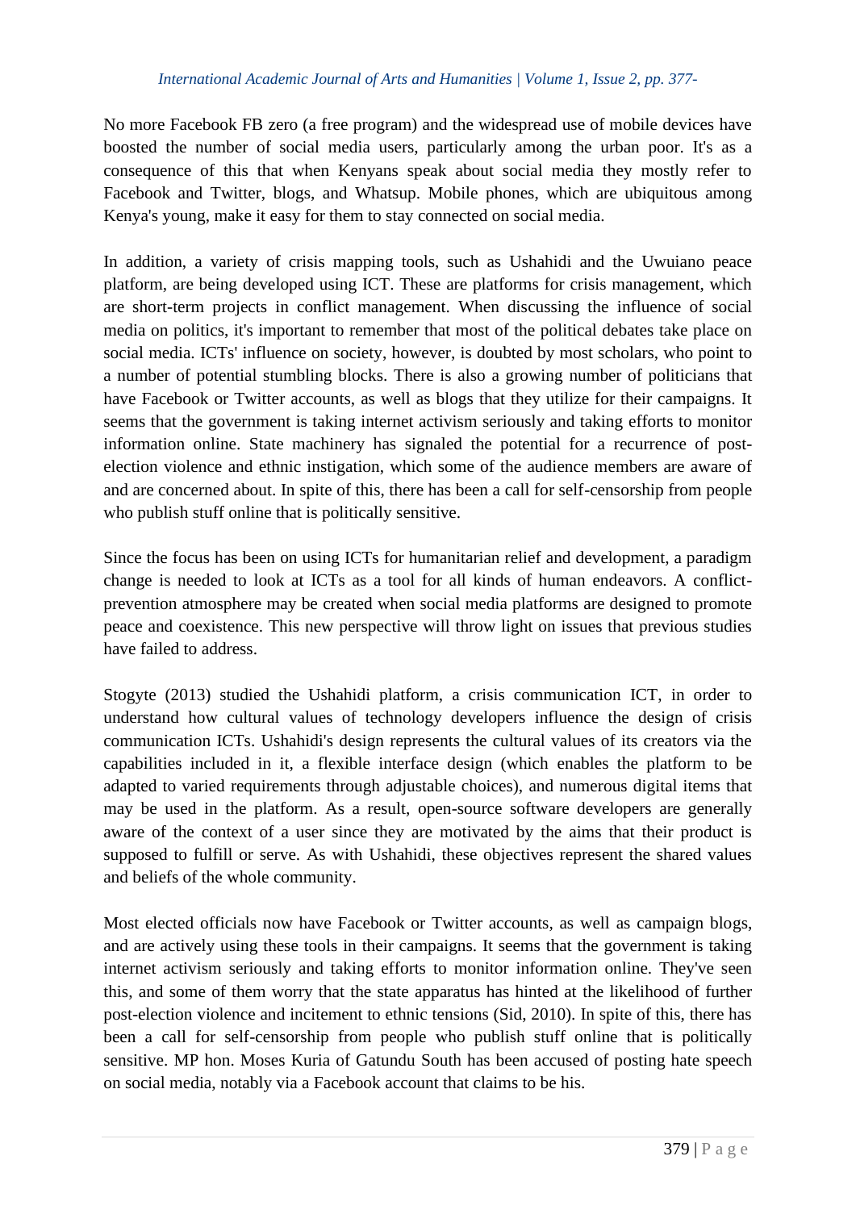No more Facebook FB zero (a free program) and the widespread use of mobile devices have boosted the number of social media users, particularly among the urban poor. It's as a consequence of this that when Kenyans speak about social media they mostly refer to Facebook and Twitter, blogs, and Whatsup. Mobile phones, which are ubiquitous among Kenya's young, make it easy for them to stay connected on social media.

In addition, a variety of crisis mapping tools, such as Ushahidi and the Uwuiano peace platform, are being developed using ICT. These are platforms for crisis management, which are short-term projects in conflict management. When discussing the influence of social media on politics, it's important to remember that most of the political debates take place on social media. ICTs' influence on society, however, is doubted by most scholars, who point to a number of potential stumbling blocks. There is also a growing number of politicians that have Facebook or Twitter accounts, as well as blogs that they utilize for their campaigns. It seems that the government is taking internet activism seriously and taking efforts to monitor information online. State machinery has signaled the potential for a recurrence of post-election violence and ethnic instigation, which some of the audience members are aware of and are concerned about. In spite of this, there has been a call for self-censorship from people who publish stuff online that is politically sensitive.

Since the focus has been on using ICTs for humanitarian relief and development, a paradigm change is needed to look at ICTs as a tool for all kinds of human endeavors. A conflict-prevention atmosphere may be created when social media platforms are designed to promote peace and coexistence. This new perspective will throw light on issues that previous studies have failed to address.

Stogyte (2013) studied the Ushahidi platform, a crisis communication ICT, in order to understand how cultural values of technology developers influence the design of crisis communication ICTs. Ushahidi's design represents the cultural values of its creators via the capabilities included in it, a flexible interface design (which enables the platform to be adapted to varied requirements through adjustable choices), and numerous digital items that may be used in the platform. As a result, open-source software developers are generally aware of the context of a user since they are motivated by the aims that their product is supposed to fulfill or serve. As with Ushahidi, these objectives represent the shared values and beliefs of the whole community.

Most elected officials now have Facebook or Twitter accounts, as well as campaign blogs, and are actively using these tools in their campaigns. It seems that the government is taking internet activism seriously and taking efforts to monitor information online. They've seen this, and some of them worry that the state apparatus has hinted at the likelihood of further post-election violence and incitement to ethnic tensions (Sid, 2010). In spite of this, there has been a call for self-censorship from people who publish stuff online that is politically sensitive. MP hon. Moses Kuria of Gatundu South has been accused of posting hate speech on social media, notably via a Facebook account that claims to be his.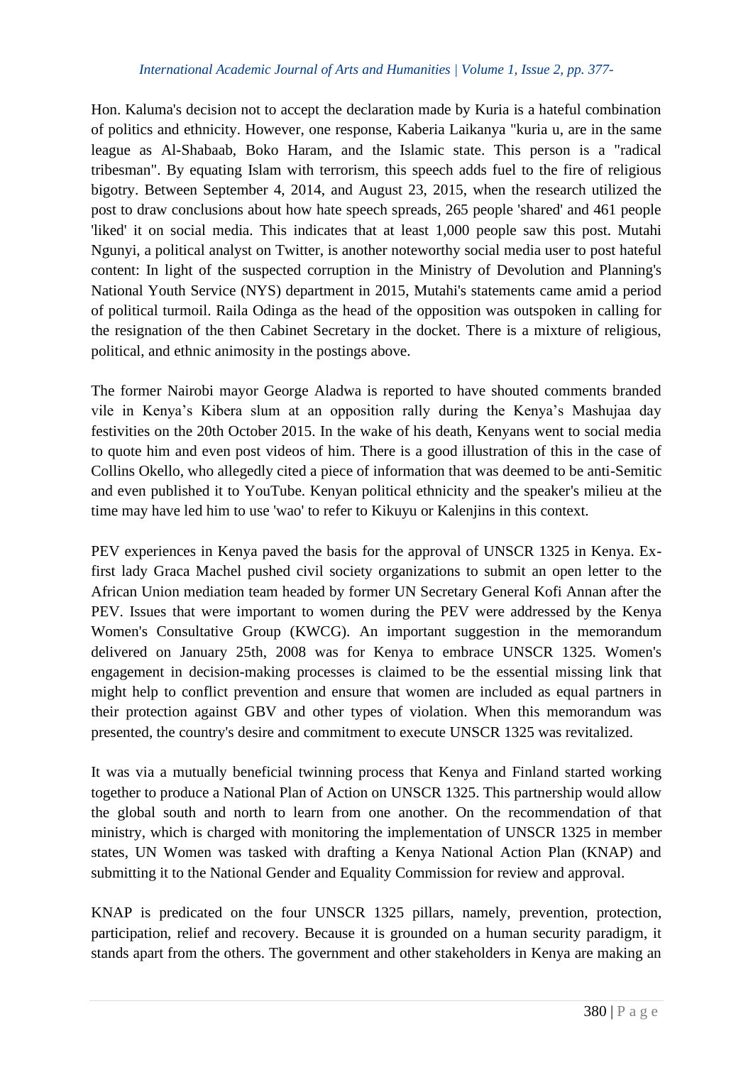Hon. Kaluma's decision not to accept the declaration made by Kuria is a hateful combination of politics and ethnicity. However, one response, Kaberia Laikanya "kuria u, are in the same league as Al-Shabaab, Boko Haram, and the Islamic state. This person is a "radical tribesman". By equating Islam with terrorism, this speech adds fuel to the fire of religious bigotry. Between September 4, 2014, and August 23, 2015, when the research utilized the post to draw conclusions about how hate speech spreads, 265 people 'shared' and 461 people 'liked' it on social media. This indicates that at least 1,000 people saw this post. Mutahi Ngunyi, a political analyst on Twitter, is another noteworthy social media user to post hateful content: In light of the suspected corruption in the Ministry of Devolution and Planning's National Youth Service (NYS) department in 2015, Mutahi's statements came amid a period of political turmoil. Raila Odinga as the head of the opposition was outspoken in calling for the resignation of the then Cabinet Secretary in the docket. There is a mixture of religious, political, and ethnic animosity in the postings above.

The former Nairobi mayor George Aladwa is reported to have shouted comments branded vile in Kenya's Kibera slum at an opposition rally during the Kenya's Mashujaa day festivities on the 20th October 2015. In the wake of his death, Kenyans went to social media to quote him and even post videos of him. There is a good illustration of this in the case of Collins Okello, who allegedly cited a piece of information that was deemed to be anti-Semitic and even published it to YouTube. Kenyan political ethnicity and the speaker's milieu at the time may have led him to use 'wao' to refer to Kikuyu or Kalenjins in this context.

PEV experiences in Kenya paved the basis for the approval of UNSCR 1325 in Kenya. Ex-first lady Graca Machel pushed civil society organizations to submit an open letter to the African Union mediation team headed by former UN Secretary General Kofi Annan after the PEV. Issues that were important to women during the PEV were addressed by the Kenya Women's Consultative Group (KWCG). An important suggestion in the memorandum delivered on January 25th, 2008 was for Kenya to embrace UNSCR 1325. Women's engagement in decision-making processes is claimed to be the essential missing link that might help to conflict prevention and ensure that women are included as equal partners in their protection against GBV and other types of violation. When this memorandum was presented, the country's desire and commitment to execute UNSCR 1325 was revitalized.

It was via a mutually beneficial twinning process that Kenya and Finland started working together to produce a National Plan of Action on UNSCR 1325. This partnership would allow the global south and north to learn from one another. On the recommendation of that ministry, which is charged with monitoring the implementation of UNSCR 1325 in member states, UN Women was tasked with drafting a Kenya National Action Plan (KNAP) and submitting it to the National Gender and Equality Commission for review and approval.

KNAP is predicated on the four UNSCR 1325 pillars, namely, prevention, protection, participation, relief and recovery. Because it is grounded on a human security paradigm, it stands apart from the others. The government and other stakeholders in Kenya are making an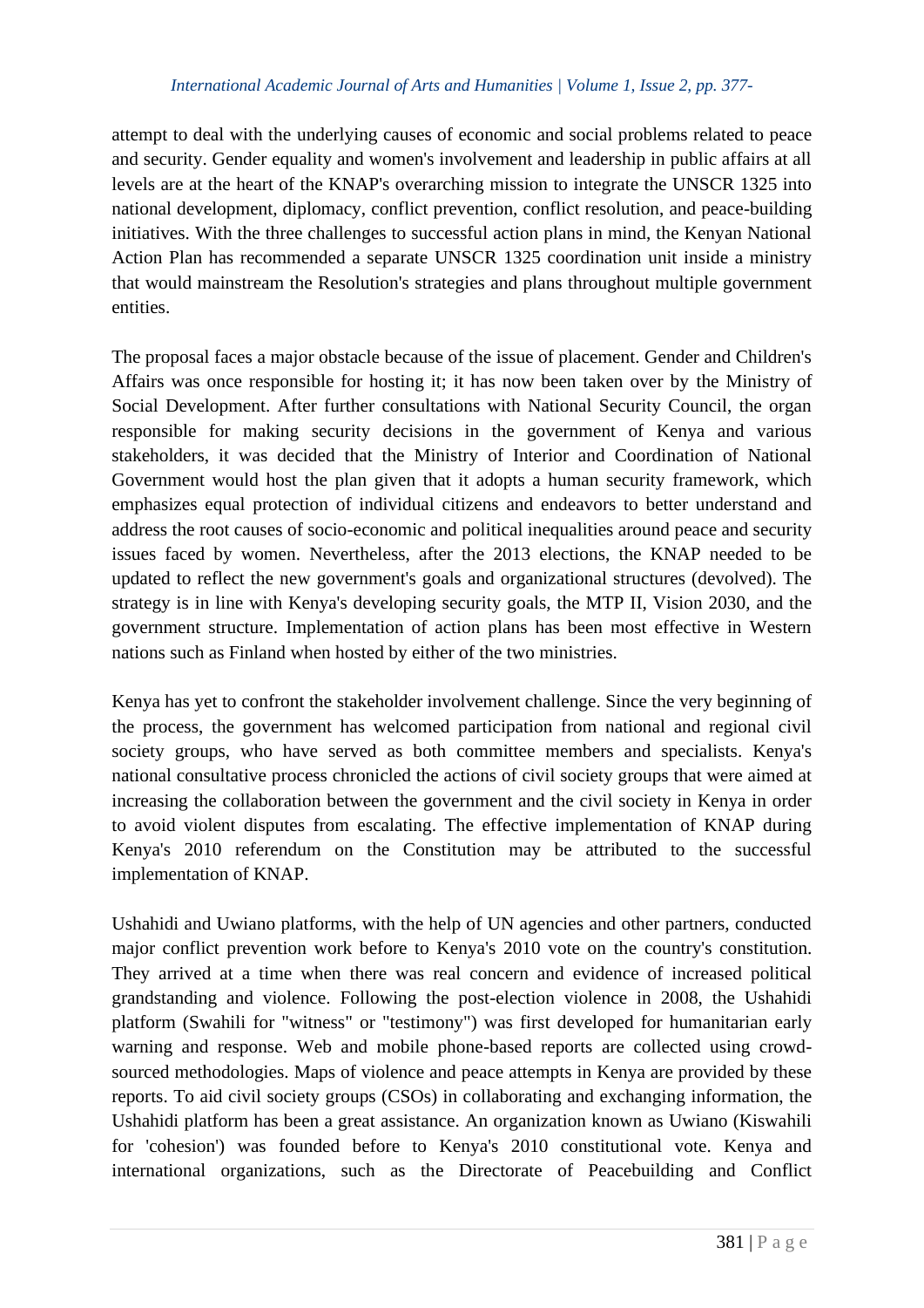attempt to deal with the underlying causes of economic and social problems related to peace and security. Gender equality and women's involvement and leadership in public affairs at all levels are at the heart of the KNAP's overarching mission to integrate the UNSCR 1325 into national development, diplomacy, conflict prevention, conflict resolution, and peace-building initiatives. With the three challenges to successful action plans in mind, the Kenyan National Action Plan has recommended a separate UNSCR 1325 coordination unit inside a ministry that would mainstream the Resolution's strategies and plans throughout multiple government entities.

The proposal faces a major obstacle because of the issue of placement. Gender and Children's Affairs was once responsible for hosting it; it has now been taken over by the Ministry of Social Development. After further consultations with National Security Council, the organ responsible for making security decisions in the government of Kenya and various stakeholders, it was decided that the Ministry of Interior and Coordination of National Government would host the plan given that it adopts a human security framework, which emphasizes equal protection of individual citizens and endeavors to better understand and address the root causes of socio-economic and political inequalities around peace and security issues faced by women. Nevertheless, after the 2013 elections, the KNAP needed to be updated to reflect the new government's goals and organizational structures (devolved). The strategy is in line with Kenya's developing security goals, the MTP II, Vision 2030, and the government structure. Implementation of action plans has been most effective in Western nations such as Finland when hosted by either of the two ministries.

Kenya has yet to confront the stakeholder involvement challenge. Since the very beginning of the process, the government has welcomed participation from national and regional civil society groups, who have served as both committee members and specialists. Kenya's national consultative process chronicled the actions of civil society groups that were aimed at increasing the collaboration between the government and the civil society in Kenya in order to avoid violent disputes from escalating. The effective implementation of KNAP during Kenya's 2010 referendum on the Constitution may be attributed to the successful implementation of KNAP.

Ushahidi and Uwiano platforms, with the help of UN agencies and other partners, conducted major conflict prevention work before to Kenya's 2010 vote on the country's constitution. They arrived at a time when there was real concern and evidence of increased political grandstanding and violence. Following the post-election violence in 2008, the Ushahidi platform (Swahili for "witness" or "testimony") was first developed for humanitarian early warning and response. Web and mobile phone-based reports are collected using crowd-sourced methodologies. Maps of violence and peace attempts in Kenya are provided by these reports. To aid civil society groups (CSOs) in collaborating and exchanging information, the Ushahidi platform has been a great assistance. An organization known as Uwiano (Kiswahili for 'cohesion') was founded before to Kenya's 2010 constitutional vote. Kenya and international organizations, such as the Directorate of Peacebuilding and Conflict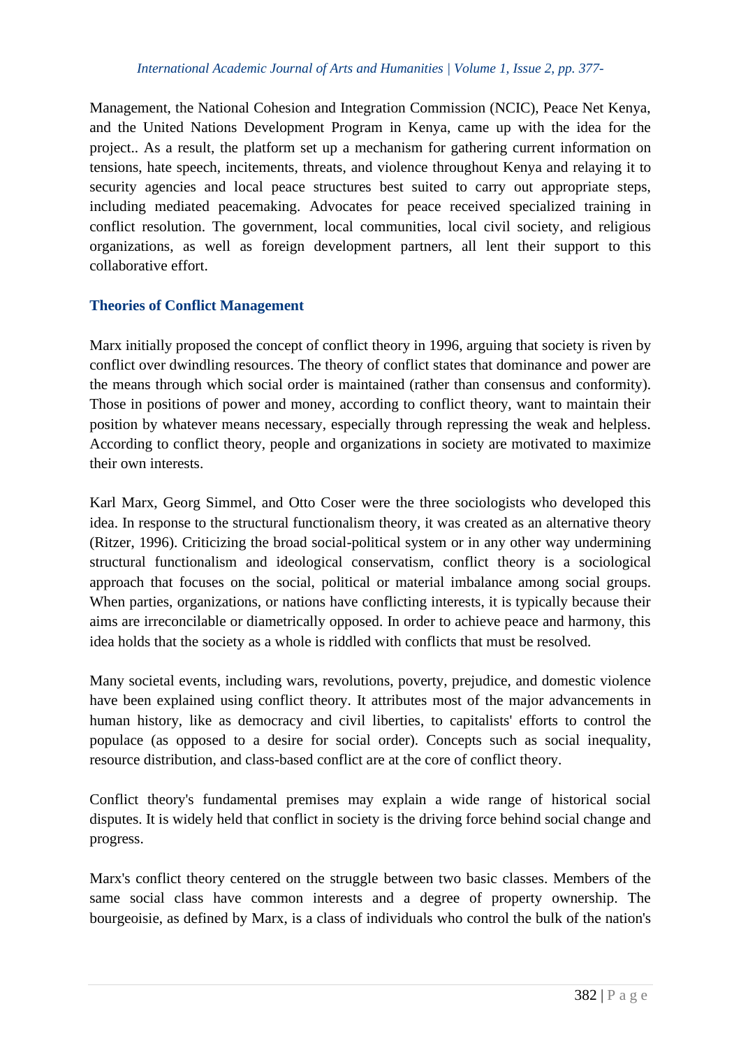Management, the National Cohesion and Integration Commission (NCIC), Peace Net Kenya, and the United Nations Development Program in Kenya, came up with the idea for the project.. As a result, the platform set up a mechanism for gathering current information on tensions, hate speech, incitements, threats, and violence throughout Kenya and relaying it to security agencies and local peace structures best suited to carry out appropriate steps, including mediated peacemaking. Advocates for peace received specialized training in conflict resolution. The government, local communities, local civil society, and religious organizations, as well as foreign development partners, all lent their support to this collaborative effort.

## Theories of Conflict Management

Marx initially proposed the concept of conflict theory in 1996, arguing that society is riven by conflict over dwindling resources. The theory of conflict states that dominance and power are the means through which social order is maintained (rather than consensus and conformity). Those in positions of power and money, according to conflict theory, want to maintain their position by whatever means necessary, especially through repressing the weak and helpless. According to conflict theory, people and organizations in society are motivated to maximize their own interests.

Karl Marx, Georg Simmel, and Otto Coser were the three sociologists who developed this idea. In response to the structural functionalism theory, it was created as an alternative theory (Ritzer, 1996). Criticizing the broad social-political system or in any other way undermining structural functionalism and ideological conservatism, conflict theory is a sociological approach that focuses on the social, political or material imbalance among social groups. When parties, organizations, or nations have conflicting interests, it is typically because their aims are irreconcilable or diametrically opposed. In order to achieve peace and harmony, this idea holds that the society as a whole is riddled with conflicts that must be resolved.

Many societal events, including wars, revolutions, poverty, prejudice, and domestic violence have been explained using conflict theory. It attributes most of the major advancements in human history, like as democracy and civil liberties, to capitalists' efforts to control the populace (as opposed to a desire for social order). Concepts such as social inequality, resource distribution, and class-based conflict are at the core of conflict theory.

Conflict theory's fundamental premises may explain a wide range of historical social disputes. It is widely held that conflict in society is the driving force behind social change and progress.

Marx's conflict theory centered on the struggle between two basic classes. Members of the same social class have common interests and a degree of property ownership. The bourgeoisie, as defined by Marx, is a class of individuals who control the bulk of the nation's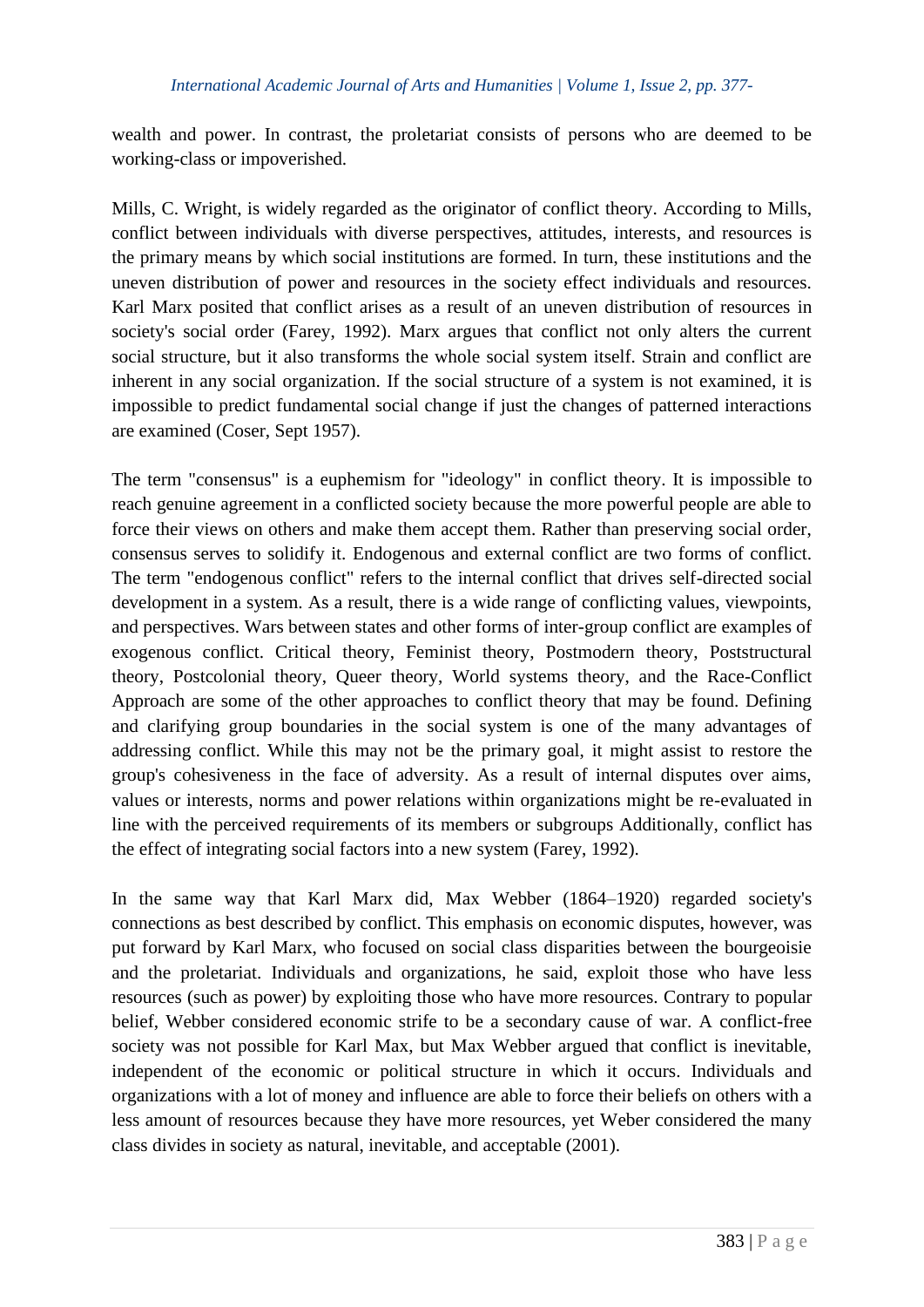wealth and power. In contrast, the proletariat consists of persons who are deemed to be working-class or impoverished.

Mills, C. Wright, is widely regarded as the originator of conflict theory. According to Mills, conflict between individuals with diverse perspectives, attitudes, interests, and resources is the primary means by which social institutions are formed. In turn, these institutions and the uneven distribution of power and resources in the society effect individuals and resources. Karl Marx posited that conflict arises as a result of an uneven distribution of resources in society's social order (Farey, 1992). Marx argues that conflict not only alters the current social structure, but it also transforms the whole social system itself. Strain and conflict are inherent in any social organization. If the social structure of a system is not examined, it is impossible to predict fundamental social change if just the changes of patterned interactions are examined (Coser, Sept 1957).

The term "consensus" is a euphemism for "ideology" in conflict theory. It is impossible to reach genuine agreement in a conflicted society because the more powerful people are able to force their views on others and make them accept them. Rather than preserving social order, consensus serves to solidify it. Endogenous and external conflict are two forms of conflict. The term "endogenous conflict" refers to the internal conflict that drives self-directed social development in a system. As a result, there is a wide range of conflicting values, viewpoints, and perspectives. Wars between states and other forms of inter-group conflict are examples of exogenous conflict. Critical theory, Feminist theory, Postmodern theory, Poststructural theory, Postcolonial theory, Queer theory, World systems theory, and the Race-Conflict Approach are some of the other approaches to conflict theory that may be found. Defining and clarifying group boundaries in the social system is one of the many advantages of addressing conflict. While this may not be the primary goal, it might assist to restore the group's cohesiveness in the face of adversity. As a result of internal disputes over aims, values or interests, norms and power relations within organizations might be re-evaluated in line with the perceived requirements of its members or subgroups Additionally, conflict has the effect of integrating social factors into a new system (Farey, 1992).

In the same way that Karl Marx did, Max Webber (1864–1920) regarded society's connections as best described by conflict. This emphasis on economic disputes, however, was put forward by Karl Marx, who focused on social class disparities between the bourgeoisie and the proletariat. Individuals and organizations, he said, exploit those who have less resources (such as power) by exploiting those who have more resources. Contrary to popular belief, Webber considered economic strife to be a secondary cause of war. A conflict-free society was not possible for Karl Max, but Max Webber argued that conflict is inevitable, independent of the economic or political structure in which it occurs. Individuals and organizations with a lot of money and influence are able to force their beliefs on others with a less amount of resources because they have more resources, yet Weber considered the many class divides in society as natural, inevitable, and acceptable (2001).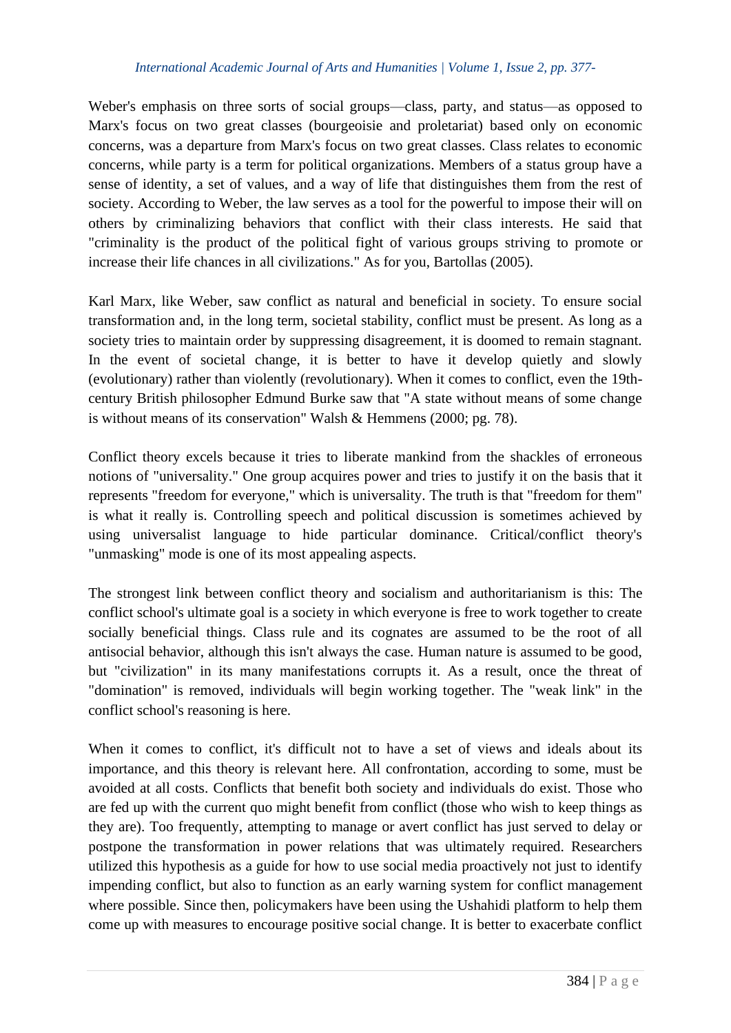Weber's emphasis on three sorts of social groups—class, party, and status—as opposed to Marx's focus on two great classes (bourgeoisie and proletariat) based only on economic concerns, was a departure from Marx's focus on two great classes. Class relates to economic concerns, while party is a term for political organizations. Members of a status group have a sense of identity, a set of values, and a way of life that distinguishes them from the rest of society. According to Weber, the law serves as a tool for the powerful to impose their will on others by criminalizing behaviors that conflict with their class interests. He said that "criminality is the product of the political fight of various groups striving to promote or increase their life chances in all civilizations." As for you, Bartollas (2005).

Karl Marx, like Weber, saw conflict as natural and beneficial in society. To ensure social transformation and, in the long term, societal stability, conflict must be present. As long as a society tries to maintain order by suppressing disagreement, it is doomed to remain stagnant. In the event of societal change, it is better to have it develop quietly and slowly (evolutionary) rather than violently (revolutionary). When it comes to conflict, even the 19th-century British philosopher Edmund Burke saw that "A state without means of some change is without means of its conservation" Walsh & Hemmens (2000; pg. 78).

Conflict theory excels because it tries to liberate mankind from the shackles of erroneous notions of "universality." One group acquires power and tries to justify it on the basis that it represents "freedom for everyone," which is universality. The truth is that "freedom for them" is what it really is. Controlling speech and political discussion is sometimes achieved by using universalist language to hide particular dominance. Critical/conflict theory's "unmasking" mode is one of its most appealing aspects.

The strongest link between conflict theory and socialism and authoritarianism is this: The conflict school's ultimate goal is a society in which everyone is free to work together to create socially beneficial things. Class rule and its cognates are assumed to be the root of all antisocial behavior, although this isn't always the case. Human nature is assumed to be good, but "civilization" in its many manifestations corrupts it. As a result, once the threat of "domination" is removed, individuals will begin working together. The "weak link" in the conflict school's reasoning is here.

When it comes to conflict, it's difficult not to have a set of views and ideals about its importance, and this theory is relevant here. All confrontation, according to some, must be avoided at all costs. Conflicts that benefit both society and individuals do exist. Those who are fed up with the current quo might benefit from conflict (those who wish to keep things as they are). Too frequently, attempting to manage or avert conflict has just served to delay or postpone the transformation in power relations that was ultimately required. Researchers utilized this hypothesis as a guide for how to use social media proactively not just to identify impending conflict, but also to function as an early warning system for conflict management where possible. Since then, policymakers have been using the Ushahidi platform to help them come up with measures to encourage positive social change. It is better to exacerbate conflict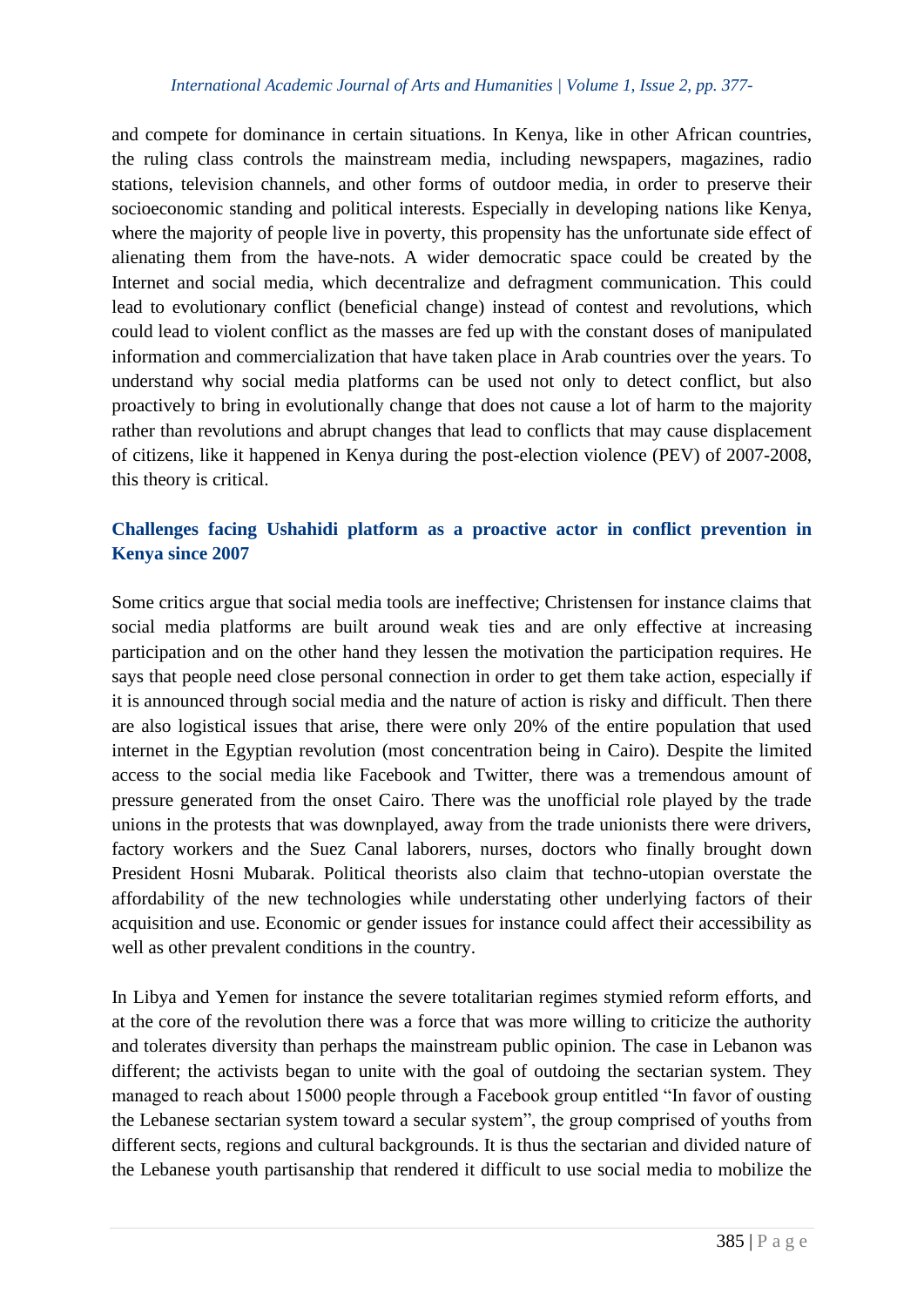and compete for dominance in certain situations. In Kenya, like in other African countries, the ruling class controls the mainstream media, including newspapers, magazines, radio stations, television channels, and other forms of outdoor media, in order to preserve their socioeconomic standing and political interests. Especially in developing nations like Kenya, where the majority of people live in poverty, this propensity has the unfortunate side effect of alienating them from the have-nots. A wider democratic space could be created by the Internet and social media, which decentralize and defragment communication. This could lead to evolutionary conflict (beneficial change) instead of contest and revolutions, which could lead to violent conflict as the masses are fed up with the constant doses of manipulated information and commercialization that have taken place in Arab countries over the years. To understand why social media platforms can be used not only to detect conflict, but also proactively to bring in evolutionally change that does not cause a lot of harm to the majority rather than revolutions and abrupt changes that lead to conflicts that may cause displacement of citizens, like it happened in Kenya during the post-election violence (PEV) of 2007-2008, this theory is critical.

## Challenges facing Ushahidi platform as a proactive actor in conflict prevention in Kenya since 2007

Some critics argue that social media tools are ineffective; Christensen for instance claims that social media platforms are built around weak ties and are only effective at increasing participation and on the other hand they lessen the motivation the participation requires. He says that people need close personal connection in order to get them take action, especially if it is announced through social media and the nature of action is risky and difficult. Then there are also logistical issues that arise, there were only 20% of the entire population that used internet in the Egyptian revolution (most concentration being in Cairo). Despite the limited access to the social media like Facebook and Twitter, there was a tremendous amount of pressure generated from the onset Cairo. There was the unofficial role played by the trade unions in the protests that was downplayed, away from the trade unionists there were drivers, factory workers and the Suez Canal laborers, nurses, doctors who finally brought down President Hosni Mubarak. Political theorists also claim that techno-utopian overstate the affordability of the new technologies while understating other underlying factors of their acquisition and use. Economic or gender issues for instance could affect their accessibility as well as other prevalent conditions in the country.

In Libya and Yemen for instance the severe totalitarian regimes stymied reform efforts, and at the core of the revolution there was a force that was more willing to criticize the authority and tolerates diversity than perhaps the mainstream public opinion. The case in Lebanon was different; the activists began to unite with the goal of outdoing the sectarian system. They managed to reach about 15000 people through a Facebook group entitled "In favor of ousting the Lebanese sectarian system toward a secular system", the group comprised of youths from different sects, regions and cultural backgrounds. It is thus the sectarian and divided nature of the Lebanese youth partisanship that rendered it difficult to use social media to mobilize the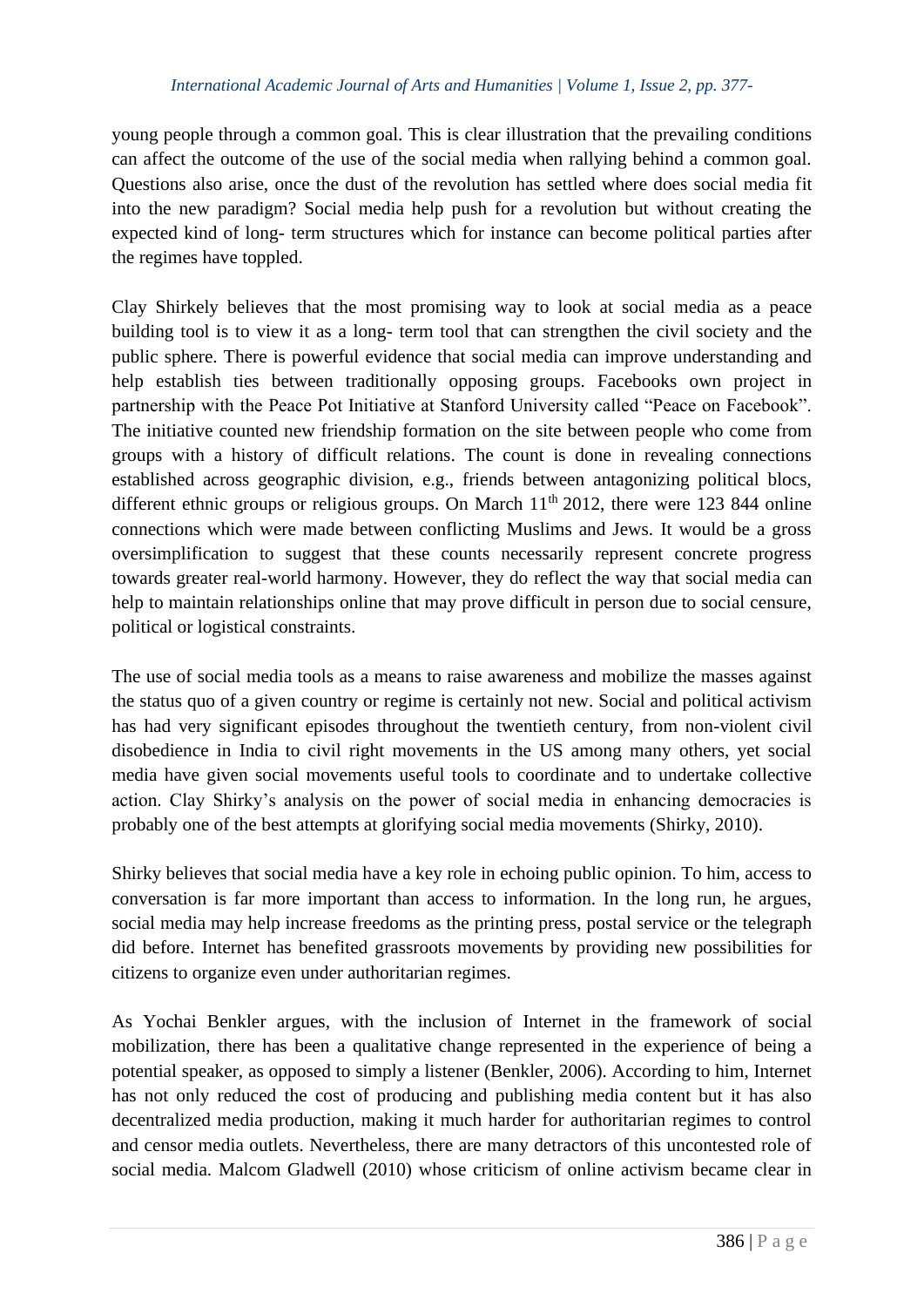young people through a common goal. This is clear illustration that the prevailing conditions can affect the outcome of the use of the social media when rallying behind a common goal. Questions also arise, once the dust of the revolution has settled where does social media fit into the new paradigm? Social media help push for a revolution but without creating the expected kind of long- term structures which for instance can become political parties after the regimes have toppled.

Clay Shirkely believes that the most promising way to look at social media as a peace building tool is to view it as a long- term tool that can strengthen the civil society and the public sphere. There is powerful evidence that social media can improve understanding and help establish ties between traditionally opposing groups. Facebooks own project in partnership with the Peace Pot Initiative at Stanford University called "Peace on Facebook". The initiative counted new friendship formation on the site between people who come from groups with a history of difficult relations. The count is done in revealing connections established across geographic division, e.g., friends between antagonizing political blocs, different ethnic groups or religious groups. On March 11th 2012, there were 123 844 online connections which were made between conflicting Muslims and Jews. It would be a gross oversimplification to suggest that these counts necessarily represent concrete progress towards greater real-world harmony. However, they do reflect the way that social media can help to maintain relationships online that may prove difficult in person due to social censure, political or logistical constraints.

The use of social media tools as a means to raise awareness and mobilize the masses against the status quo of a given country or regime is certainly not new. Social and political activism has had very significant episodes throughout the twentieth century, from non-violent civil disobedience in India to civil right movements in the US among many others, yet social media have given social movements useful tools to coordinate and to undertake collective action. Clay Shirky's analysis on the power of social media in enhancing democracies is probably one of the best attempts at glorifying social media movements (Shirky, 2010).

Shirky believes that social media have a key role in echoing public opinion. To him, access to conversation is far more important than access to information. In the long run, he argues, social media may help increase freedoms as the printing press, postal service or the telegraph did before. Internet has benefited grassroots movements by providing new possibilities for citizens to organize even under authoritarian regimes.

As Yochai Benkler argues, with the inclusion of Internet in the framework of social mobilization, there has been a qualitative change represented in the experience of being a potential speaker, as opposed to simply a listener (Benkler, 2006). According to him, Internet has not only reduced the cost of producing and publishing media content but it has also decentralized media production, making it much harder for authoritarian regimes to control and censor media outlets. Nevertheless, there are many detractors of this uncontested role of social media. Malcom Gladwell (2010) whose criticism of online activism became clear in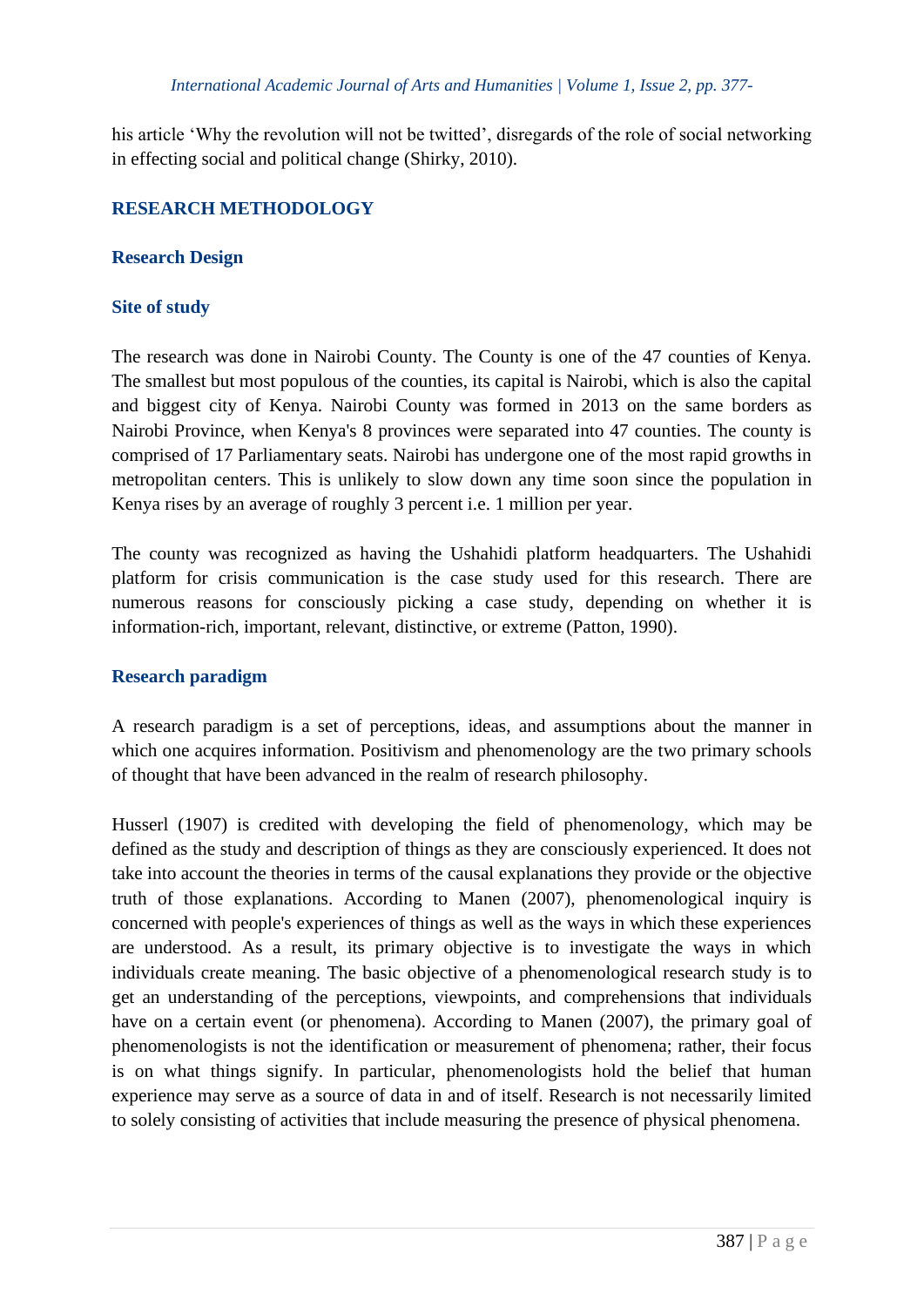his article 'Why the revolution will not be twitted', disregards of the role of social networking in effecting social and political change (Shirky, 2010).

## RESEARCH METHODOLOGY

### Research Design

### Site of study

The research was done in Nairobi County. The County is one of the 47 counties of Kenya. The smallest but most populous of the counties, its capital is Nairobi, which is also the capital and biggest city of Kenya. Nairobi County was formed in 2013 on the same borders as Nairobi Province, when Kenya's 8 provinces were separated into 47 counties. The county is comprised of 17 Parliamentary seats. Nairobi has undergone one of the most rapid growths in metropolitan centers. This is unlikely to slow down any time soon since the population in Kenya rises by an average of roughly 3 percent i.e. 1 million per year.

The county was recognized as having the Ushahidi platform headquarters. The Ushahidi platform for crisis communication is the case study used for this research. There are numerous reasons for consciously picking a case study, depending on whether it is information-rich, important, relevant, distinctive, or extreme (Patton, 1990).

### Research paradigm

A research paradigm is a set of perceptions, ideas, and assumptions about the manner in which one acquires information. Positivism and phenomenology are the two primary schools of thought that have been advanced in the realm of research philosophy.

Husserl (1907) is credited with developing the field of phenomenology, which may be defined as the study and description of things as they are consciously experienced. It does not take into account the theories in terms of the causal explanations they provide or the objective truth of those explanations. According to Manen (2007), phenomenological inquiry is concerned with people's experiences of things as well as the ways in which these experiences are understood. As a result, its primary objective is to investigate the ways in which individuals create meaning. The basic objective of a phenomenological research study is to get an understanding of the perceptions, viewpoints, and comprehensions that individuals have on a certain event (or phenomena). According to Manen (2007), the primary goal of phenomenologists is not the identification or measurement of phenomena; rather, their focus is on what things signify. In particular, phenomenologists hold the belief that human experience may serve as a source of data in and of itself. Research is not necessarily limited to solely consisting of activities that include measuring the presence of physical phenomena.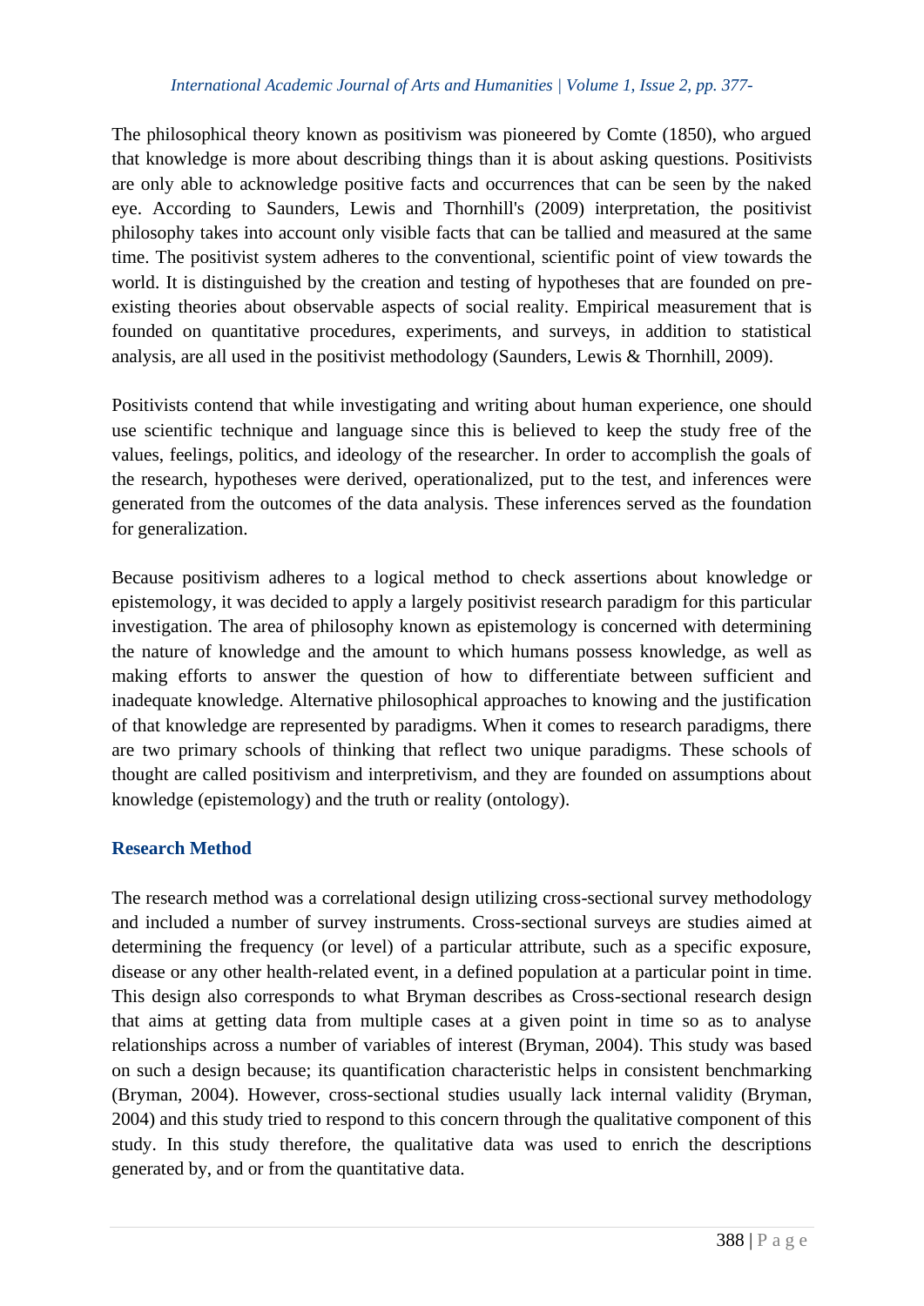The philosophical theory known as positivism was pioneered by Comte (1850), who argued that knowledge is more about describing things than it is about asking questions. Positivists are only able to acknowledge positive facts and occurrences that can be seen by the naked eye. According to Saunders, Lewis and Thornhill's (2009) interpretation, the positivist philosophy takes into account only visible facts that can be tallied and measured at the same time. The positivist system adheres to the conventional, scientific point of view towards the world. It is distinguished by the creation and testing of hypotheses that are founded on pre-existing theories about observable aspects of social reality. Empirical measurement that is founded on quantitative procedures, experiments, and surveys, in addition to statistical analysis, are all used in the positivist methodology (Saunders, Lewis & Thornhill, 2009).

Positivists contend that while investigating and writing about human experience, one should use scientific technique and language since this is believed to keep the study free of the values, feelings, politics, and ideology of the researcher. In order to accomplish the goals of the research, hypotheses were derived, operationalized, put to the test, and inferences were generated from the outcomes of the data analysis. These inferences served as the foundation for generalization.

Because positivism adheres to a logical method to check assertions about knowledge or epistemology, it was decided to apply a largely positivist research paradigm for this particular investigation. The area of philosophy known as epistemology is concerned with determining the nature of knowledge and the amount to which humans possess knowledge, as well as making efforts to answer the question of how to differentiate between sufficient and inadequate knowledge. Alternative philosophical approaches to knowing and the justification of that knowledge are represented by paradigms. When it comes to research paradigms, there are two primary schools of thinking that reflect two unique paradigms. These schools of thought are called positivism and interpretivism, and they are founded on assumptions about knowledge (epistemology) and the truth or reality (ontology).

## Research Method

The research method was a correlational design utilizing cross-sectional survey methodology and included a number of survey instruments. Cross-sectional surveys are studies aimed at determining the frequency (or level) of a particular attribute, such as a specific exposure, disease or any other health-related event, in a defined population at a particular point in time. This design also corresponds to what Bryman describes as Cross-sectional research design that aims at getting data from multiple cases at a given point in time so as to analyse relationships across a number of variables of interest (Bryman, 2004). This study was based on such a design because; its quantification characteristic helps in consistent benchmarking (Bryman, 2004). However, cross-sectional studies usually lack internal validity (Bryman, 2004) and this study tried to respond to this concern through the qualitative component of this study. In this study therefore, the qualitative data was used to enrich the descriptions generated by, and or from the quantitative data.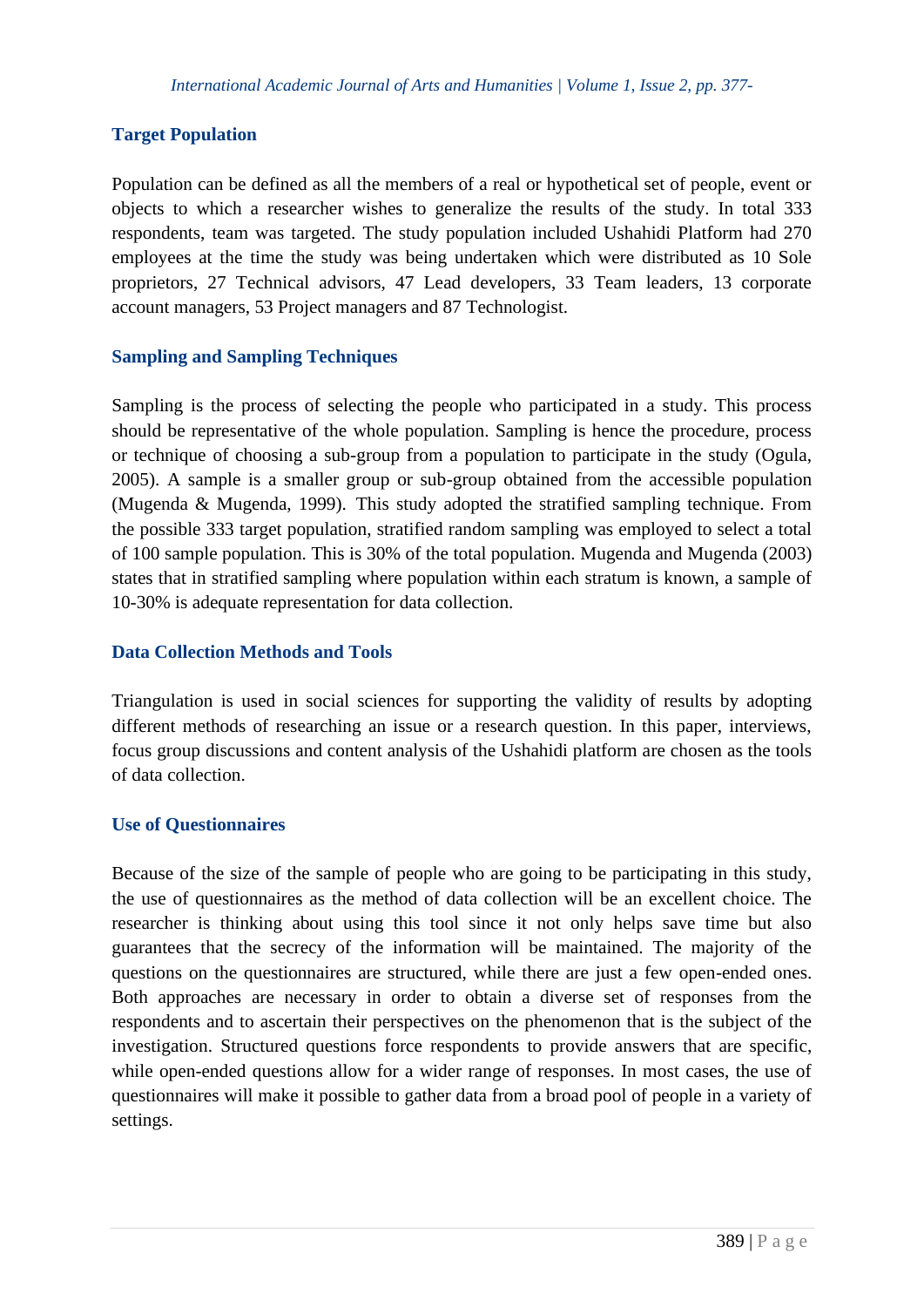## Target Population

Population can be defined as all the members of a real or hypothetical set of people, event or objects to which a researcher wishes to generalize the results of the study. In total 333 respondents, team was targeted. The study population included Ushahidi Platform had 270 employees at the time the study was being undertaken which were distributed as 10 Sole proprietors, 27 Technical advisors, 47 Lead developers, 33 Team leaders, 13 corporate account managers, 53 Project managers and 87 Technologist.

## Sampling and Sampling Techniques

Sampling is the process of selecting the people who participated in a study. This process should be representative of the whole population. Sampling is hence the procedure, process or technique of choosing a sub-group from a population to participate in the study (Ogula, 2005). A sample is a smaller group or sub-group obtained from the accessible population (Mugenda & Mugenda, 1999). This study adopted the stratified sampling technique. From the possible 333 target population, stratified random sampling was employed to select a total of 100 sample population. This is 30% of the total population. Mugenda and Mugenda (2003) states that in stratified sampling where population within each stratum is known, a sample of 10-30% is adequate representation for data collection.

## Data Collection Methods and Tools

Triangulation is used in social sciences for supporting the validity of results by adopting different methods of researching an issue or a research question. In this paper, interviews, focus group discussions and content analysis of the Ushahidi platform are chosen as the tools of data collection.

## Use of Questionnaires

Because of the size of the sample of people who are going to be participating in this study, the use of questionnaires as the method of data collection will be an excellent choice. The researcher is thinking about using this tool since it not only helps save time but also guarantees that the secrecy of the information will be maintained. The majority of the questions on the questionnaires are structured, while there are just a few open-ended ones. Both approaches are necessary in order to obtain a diverse set of responses from the respondents and to ascertain their perspectives on the phenomenon that is the subject of the investigation. Structured questions force respondents to provide answers that are specific, while open-ended questions allow for a wider range of responses. In most cases, the use of questionnaires will make it possible to gather data from a broad pool of people in a variety of settings.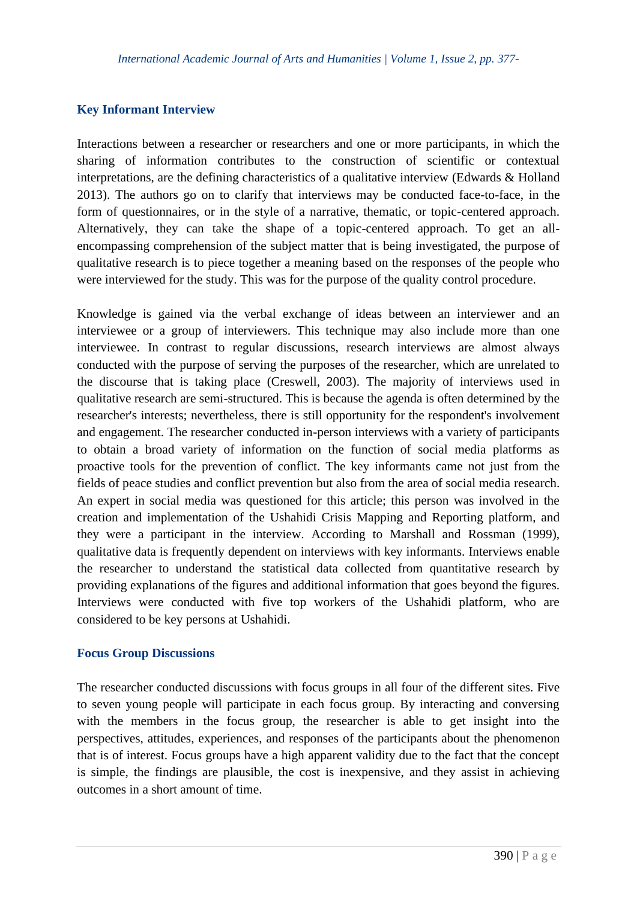### Key Informant Interview

Interactions between a researcher or researchers and one or more participants, in which the sharing of information contributes to the construction of scientific or contextual interpretations, are the defining characteristics of a qualitative interview (Edwards & Holland 2013). The authors go on to clarify that interviews may be conducted face-to-face, in the form of questionnaires, or in the style of a narrative, thematic, or topic-centered approach. Alternatively, they can take the shape of a topic-centered approach. To get an all-encompassing comprehension of the subject matter that is being investigated, the purpose of qualitative research is to piece together a meaning based on the responses of the people who were interviewed for the study. This was for the purpose of the quality control procedure.

Knowledge is gained via the verbal exchange of ideas between an interviewer and an interviewee or a group of interviewers. This technique may also include more than one interviewee. In contrast to regular discussions, research interviews are almost always conducted with the purpose of serving the purposes of the researcher, which are unrelated to the discourse that is taking place (Creswell, 2003). The majority of interviews used in qualitative research are semi-structured. This is because the agenda is often determined by the researcher's interests; nevertheless, there is still opportunity for the respondent's involvement and engagement. The researcher conducted in-person interviews with a variety of participants to obtain a broad variety of information on the function of social media platforms as proactive tools for the prevention of conflict. The key informants came not just from the fields of peace studies and conflict prevention but also from the area of social media research. An expert in social media was questioned for this article; this person was involved in the creation and implementation of the Ushahidi Crisis Mapping and Reporting platform, and they were a participant in the interview. According to Marshall and Rossman (1999), qualitative data is frequently dependent on interviews with key informants. Interviews enable the researcher to understand the statistical data collected from quantitative research by providing explanations of the figures and additional information that goes beyond the figures. Interviews were conducted with five top workers of the Ushahidi platform, who are considered to be key persons at Ushahidi.

### Focus Group Discussions

The researcher conducted discussions with focus groups in all four of the different sites. Five to seven young people will participate in each focus group. By interacting and conversing with the members in the focus group, the researcher is able to get insight into the perspectives, attitudes, experiences, and responses of the participants about the phenomenon that is of interest. Focus groups have a high apparent validity due to the fact that the concept is simple, the findings are plausible, the cost is inexpensive, and they assist in achieving outcomes in a short amount of time.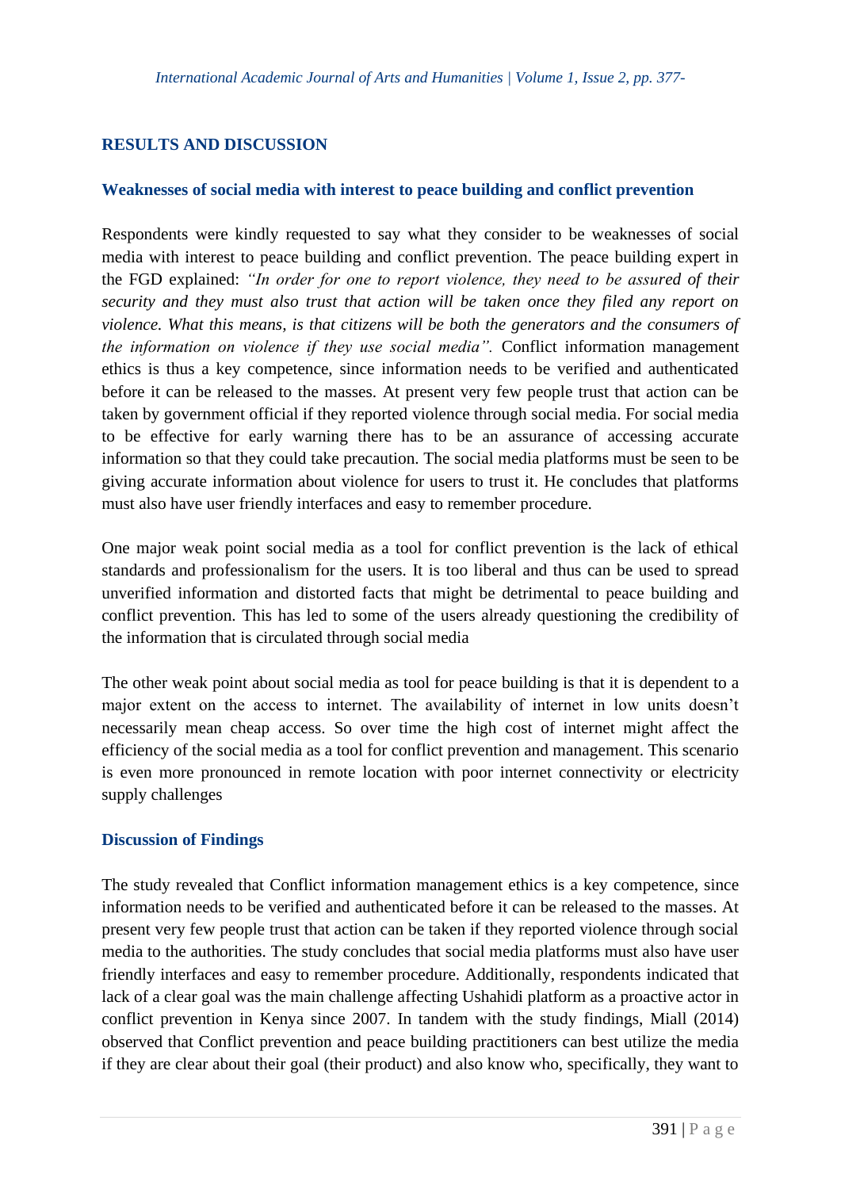## RESULTS AND DISCUSSION

### Weaknesses of social media with interest to peace building and conflict prevention

Respondents were kindly requested to say what they consider to be weaknesses of social media with interest to peace building and conflict prevention. The peace building expert in the FGD explained: *"In order for one to report violence, they need to be assured of their security and they must also trust that action will be taken once they filed any report on violence. What this means, is that citizens will be both the generators and the consumers of the information on violence if they use social media".* Conflict information management ethics is thus a key competence, since information needs to be verified and authenticated before it can be released to the masses. At present very few people trust that action can be taken by government official if they reported violence through social media. For social media to be effective for early warning there has to be an assurance of accessing accurate information so that they could take precaution. The social media platforms must be seen to be giving accurate information about violence for users to trust it. He concludes that platforms must also have user friendly interfaces and easy to remember procedure.

One major weak point social media as a tool for conflict prevention is the lack of ethical standards and professionalism for the users. It is too liberal and thus can be used to spread unverified information and distorted facts that might be detrimental to peace building and conflict prevention. This has led to some of the users already questioning the credibility of the information that is circulated through social media

The other weak point about social media as tool for peace building is that it is dependent to a major extent on the access to internet. The availability of internet in low units doesn't necessarily mean cheap access. So over time the high cost of internet might affect the efficiency of the social media as a tool for conflict prevention and management. This scenario is even more pronounced in remote location with poor internet connectivity or electricity supply challenges

### Discussion of Findings

The study revealed that Conflict information management ethics is a key competence, since information needs to be verified and authenticated before it can be released to the masses. At present very few people trust that action can be taken if they reported violence through social media to the authorities. The study concludes that social media platforms must also have user friendly interfaces and easy to remember procedure. Additionally, respondents indicated that lack of a clear goal was the main challenge affecting Ushahidi platform as a proactive actor in conflict prevention in Kenya since 2007. In tandem with the study findings, Miall (2014) observed that Conflict prevention and peace building practitioners can best utilize the media if they are clear about their goal (their product) and also know who, specifically, they want to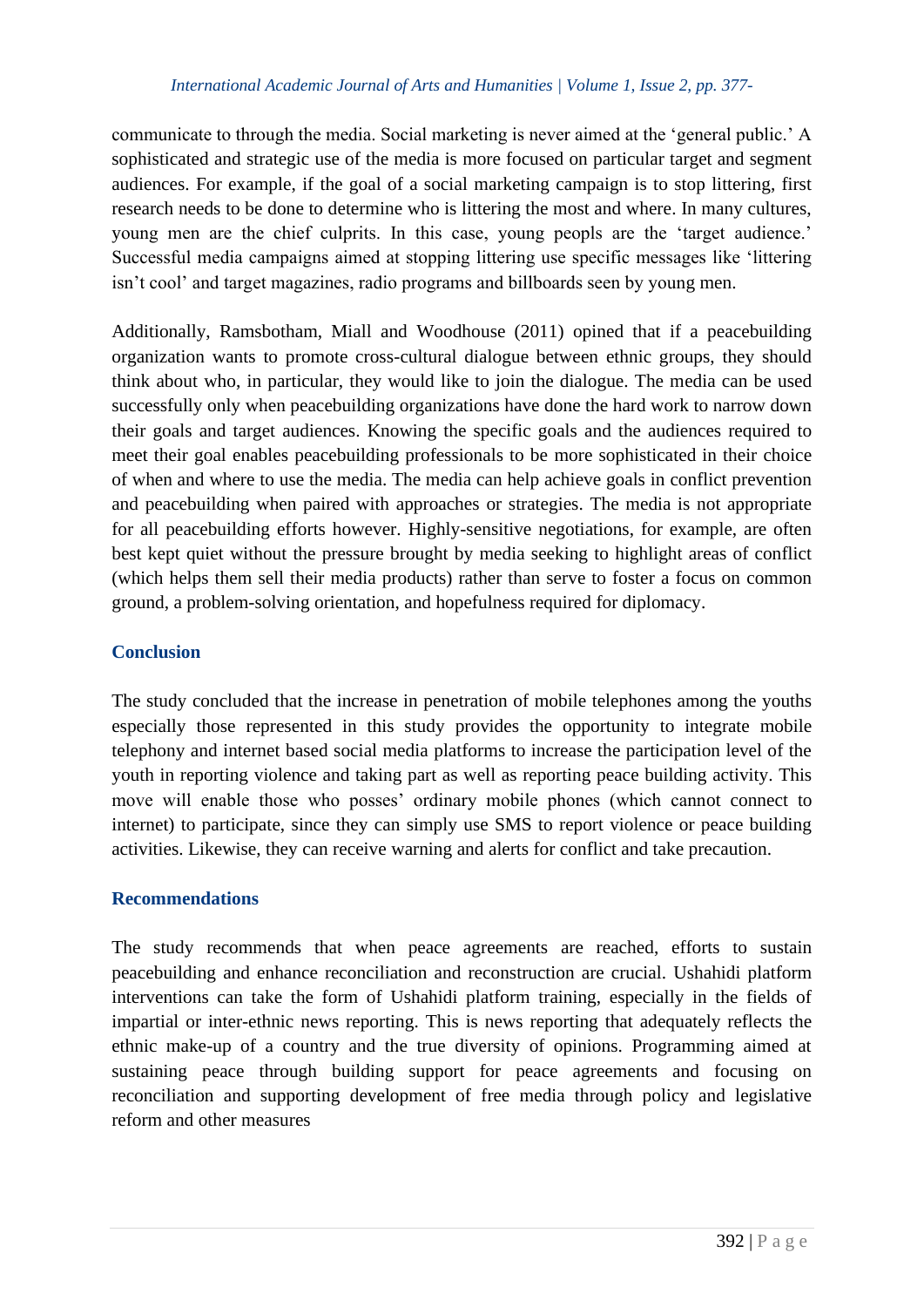communicate to through the media. Social marketing is never aimed at the 'general public.' A sophisticated and strategic use of the media is more focused on particular target and segment audiences. For example, if the goal of a social marketing campaign is to stop littering, first research needs to be done to determine who is littering the most and where. In many cultures, young men are the chief culprits. In this case, young peopls are the 'target audience.' Successful media campaigns aimed at stopping littering use specific messages like 'littering isn't cool' and target magazines, radio programs and billboards seen by young men.

Additionally, Ramsbotham, Miall and Woodhouse (2011) opined that if a peacebuilding organization wants to promote cross-cultural dialogue between ethnic groups, they should think about who, in particular, they would like to join the dialogue. The media can be used successfully only when peacebuilding organizations have done the hard work to narrow down their goals and target audiences. Knowing the specific goals and the audiences required to meet their goal enables peacebuilding professionals to be more sophisticated in their choice of when and where to use the media. The media can help achieve goals in conflict prevention and peacebuilding when paired with approaches or strategies. The media is not appropriate for all peacebuilding efforts however. Highly-sensitive negotiations, for example, are often best kept quiet without the pressure brought by media seeking to highlight areas of conflict (which helps them sell their media products) rather than serve to foster a focus on common ground, a problem-solving orientation, and hopefulness required for diplomacy.

## Conclusion

The study concluded that the increase in penetration of mobile telephones among the youths especially those represented in this study provides the opportunity to integrate mobile telephony and internet based social media platforms to increase the participation level of the youth in reporting violence and taking part as well as reporting peace building activity. This move will enable those who posses' ordinary mobile phones (which cannot connect to internet) to participate, since they can simply use SMS to report violence or peace building activities. Likewise, they can receive warning and alerts for conflict and take precaution.

## Recommendations

The study recommends that when peace agreements are reached, efforts to sustain peacebuilding and enhance reconciliation and reconstruction are crucial. Ushahidi platform interventions can take the form of Ushahidi platform training, especially in the fields of impartial or inter-ethnic news reporting. This is news reporting that adequately reflects the ethnic make-up of a country and the true diversity of opinions. Programming aimed at sustaining peace through building support for peace agreements and focusing on reconciliation and supporting development of free media through policy and legislative reform and other measures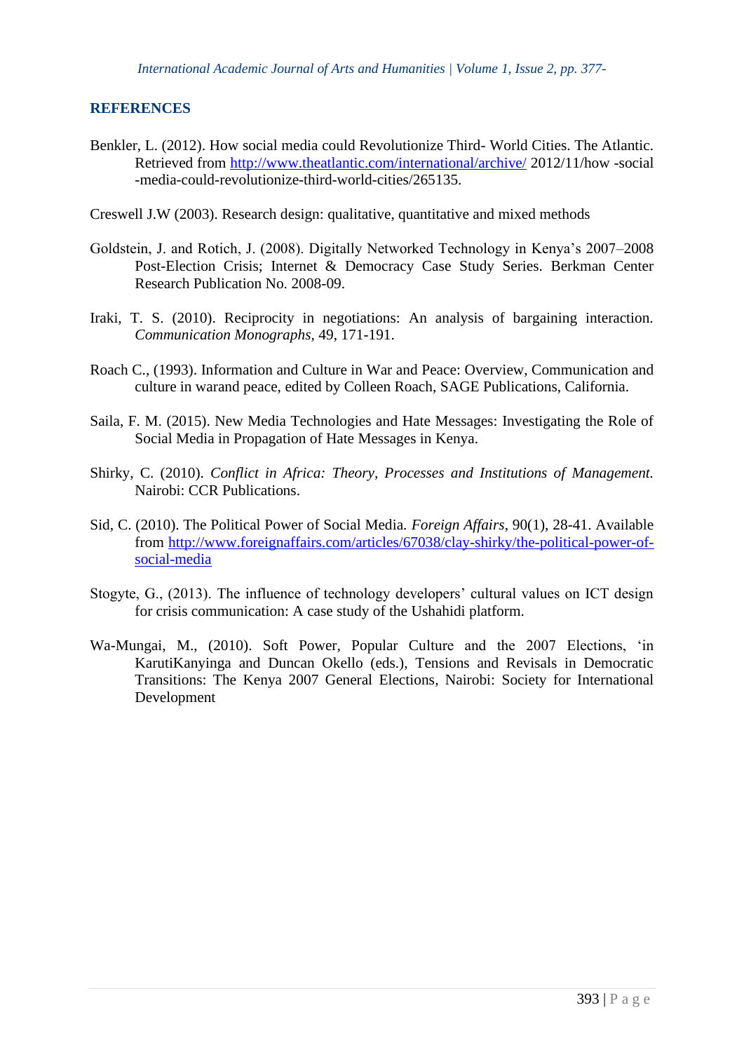## REFERENCES

Benkler, L. (2012). How social media could Revolutionize Third- World Cities. The Atlantic. Retrieved from http://www.theatlantic.com/international/archive/ 2012/11/how -social -media-could-revolutionize-third-world-cities/265135.

Creswell J.W (2003). Research design: qualitative, quantitative and mixed methods

Goldstein, J. and Rotich, J. (2008). Digitally Networked Technology in Kenya's 2007–2008 Post-Election Crisis; Internet & Democracy Case Study Series. Berkman Center Research Publication No. 2008-09.

Iraki, T. S. (2010). Reciprocity in negotiations: An analysis of bargaining interaction. *Communication Monographs*, 49, 171-191.

Roach C., (1993). Information and Culture in War and Peace: Overview, Communication and culture in warand peace, edited by Colleen Roach, SAGE Publications, California.

Saila, F. M. (2015). New Media Technologies and Hate Messages: Investigating the Role of Social Media in Propagation of Hate Messages in Kenya.

Shirky, C. (2010). *Conflict in Africa: Theory, Processes and Institutions of Management.* Nairobi: CCR Publications.

Sid, C. (2010). The Political Power of Social Media. *Foreign Affairs*, 90(1), 28-41. Available from http://www.foreignaffairs.com/articles/67038/clay-shirky/the-political-power-of-social-media

Stogyte, G., (2013). The influence of technology developers' cultural values on ICT design for crisis communication: A case study of the Ushahidi platform.

Wa-Mungai, M., (2010). Soft Power, Popular Culture and the 2007 Elections, 'in KarutiKanyinga and Duncan Okello (eds.), Tensions and Revisals in Democratic Transitions: The Kenya 2007 General Elections, Nairobi: Society for International Development